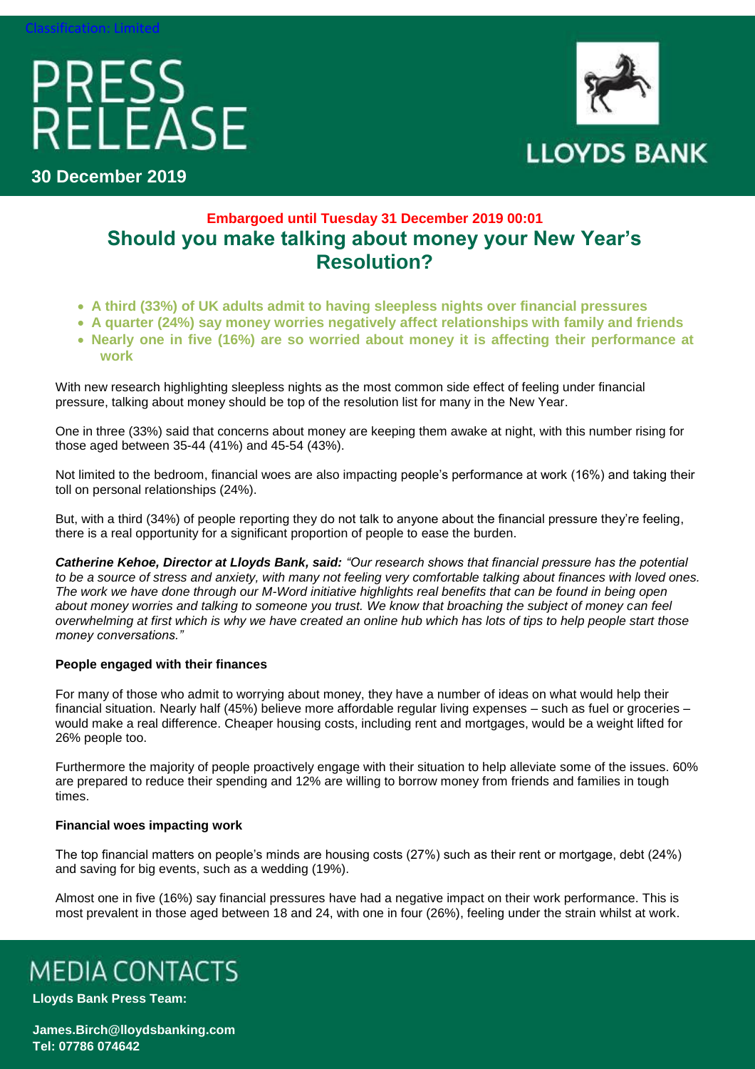Classification: Limited

# PRESS RELEASE

**30 December 2019**

LLOYDS BANK

**Embargoed until Tuesday 31 December 2019 00:01**

## Should you make talking about money your New Year's Resolution?

- **A third (33%) of UK adults admit to having sleepless nights over financial pressures**
- **A quarter (24%) say money worries negatively affect relationships with family and friends**
- **Nearly one in five (16%) are so worried about money it is affecting their performance at work**

With new research highlighting sleepless nights as the most common side effect of feeling under financial pressure, talking about money should be top of the resolution list for many in the New Year.

One in three (33%) said that concerns about money are keeping them awake at night, with this number rising for those aged between 35-44 (41%) and 45-54 (43%).

Not limited to the bedroom, financial woes are also impacting people's performance at work (16%) and taking their toll on personal relationships (24%).

But, with a third (34%) of people reporting they do not talk to anyone about the financial pressure they're feeling, there is a real opportunity for a significant proportion of people to ease the burden.

***Catherine Kehoe, Director at Lloyds Bank, said:*** *"Our research shows that financial pressure has the potential to be a source of stress and anxiety, with many not feeling very comfortable talking about finances with loved ones. The work we have done through our M-Word initiative highlights real benefits that can be found in being open about money worries and talking to someone you trust. We know that broaching the subject of money can feel overwhelming at first which is why we have created an online hub which has lots of tips to help people start those money conversations."*

**People engaged with their finances**

For many of those who admit to worrying about money, they have a number of ideas on what would help their financial situation. Nearly half (45%) believe more affordable regular living expenses – such as fuel or groceries – would make a real difference. Cheaper housing costs, including rent and mortgages, would be a weight lifted for 26% people too.

Furthermore the majority of people proactively engage with their situation to help alleviate some of the issues. 60% are prepared to reduce their spending and 12% are willing to borrow money from friends and families in tough times.

**Financial woes impacting work**

The top financial matters on people's minds are housing costs (27%) such as their rent or mortgage, debt (24%) and saving for big events, such as a wedding (19%).

Almost one in five (16%) say financial pressures have had a negative impact on their work performance. This is most prevalent in those aged between 18 and 24, with one in four (26%), feeling under the strain whilst at work.

## MEDIA CONTACTS

**Lloyds Bank Press Team:**

**James.Birch@lloydsbanking.com**
**Tel: 07786 074642**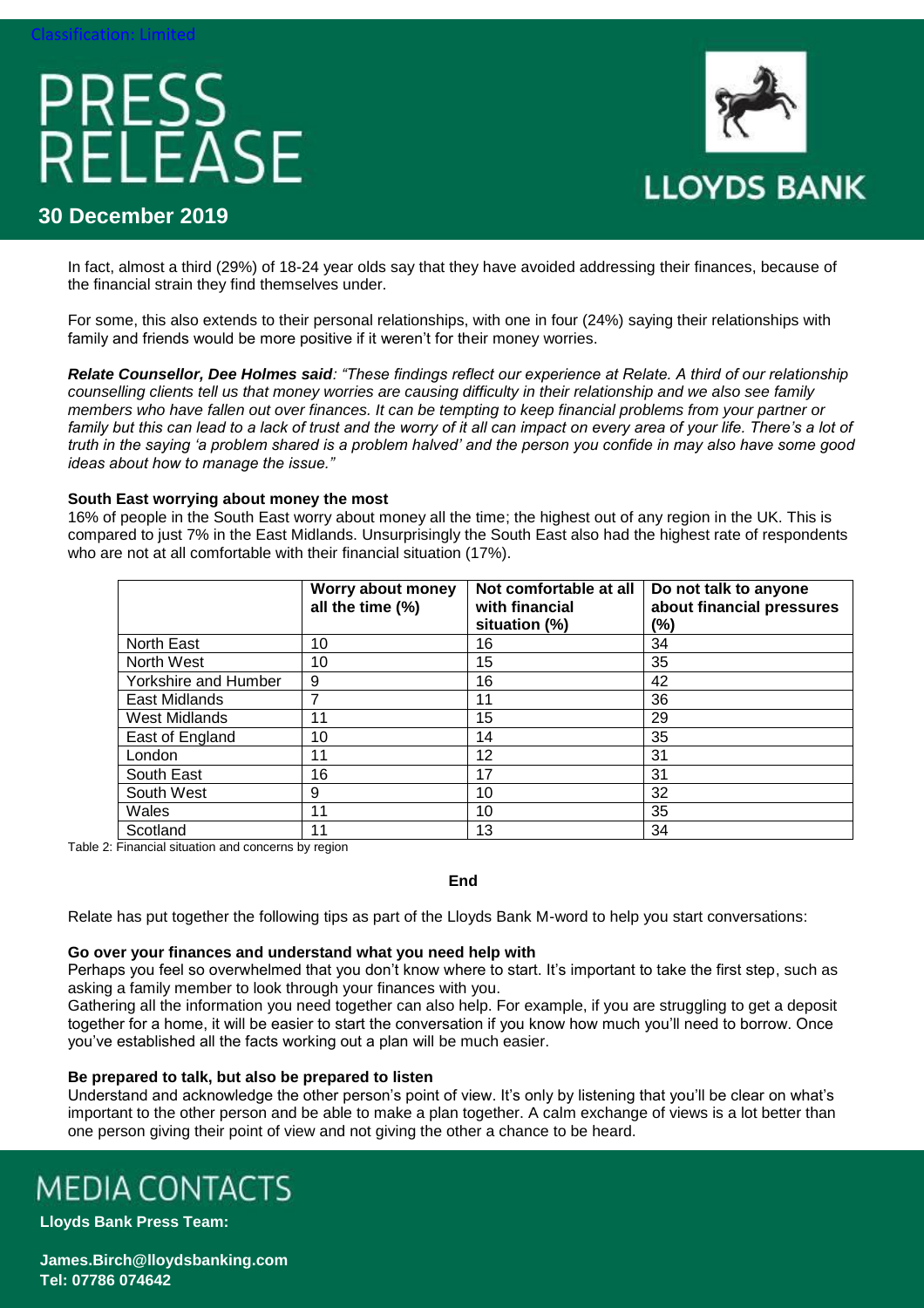In fact, almost a third (29%) of 18-24 year olds say that they have avoided addressing their finances, because of the financial strain they find themselves under.

For some, this also extends to their personal relationships, with one in four (24%) saying their relationships with family and friends would be more positive if it weren't for their money worries.

***Relate Counsellor, Dee Holmes said**: "These findings reflect our experience at Relate. A third of our relationship counselling clients tell us that money worries are causing difficulty in their relationship and we also see family members who have fallen out over finances. It can be tempting to keep financial problems from your partner or family but this can lead to a lack of trust and the worry of it all can impact on every area of your life. There's a lot of truth in the saying 'a problem shared is a problem halved' and the person you confide in may also have some good ideas about how to manage the issue."*

**South East worrying about money the most**

16% of people in the South East worry about money all the time; the highest out of any region in the UK. This is compared to just 7% in the East Midlands. Unsurprisingly the South East also had the highest rate of respondents who are not at all comfortable with their financial situation (17%).

| | Worry about money all the time (%) | Not comfortable at all with financial situation (%) | Do not talk to anyone about financial pressures (%) |
|---|---|---|---|
| North East | 10 | 16 | 34 |
| North West | 10 | 15 | 35 |
| Yorkshire and Humber | 9 | 16 | 42 |
| East Midlands | 7 | 11 | 36 |
| West Midlands | 11 | 15 | 29 |
| East of England | 10 | 14 | 35 |
| London | 11 | 12 | 31 |
| South East | 16 | 17 | 31 |
| South West | 9 | 10 | 32 |
| Wales | 11 | 10 | 35 |
| Scotland | 11 | 13 | 34 |

Table 2: Financial situation and concerns by region

**End**

Relate has put together the following tips as part of the Lloyds Bank M-word to help you start conversations:

**Go over your finances and understand what you need help with**

Perhaps you feel so overwhelmed that you don't know where to start. It's important to take the first step, such as asking a family member to look through your finances with you.

Gathering all the information you need together can also help. For example, if you are struggling to get a deposit together for a home, it will be easier to start the conversation if you know how much you'll need to borrow. Once you've established all the facts working out a plan will be much easier.

**Be prepared to talk, but also be prepared to listen**

Understand and acknowledge the other person's point of view. It's only by listening that you'll be clear on what's important to the other person and be able to make a plan together. A calm exchange of views is a lot better than one person giving their point of view and not giving the other a chance to be heard.

# MEDIA CONTACTS

**Lloyds Bank Press Team:**

**James.Birch@lloydsbanking.com**
**Tel: 07786 074642**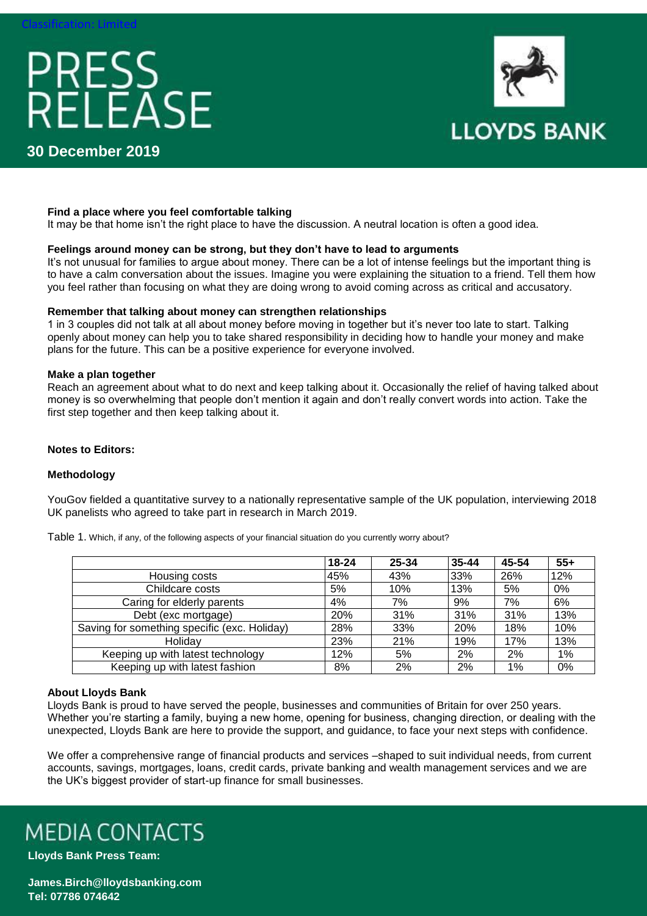Classification: Limited

# PRESS RELEASE

**30 December 2019**

LLOYDS BANK

**Find a place where you feel comfortable talking**
It may be that home isn't the right place to have the discussion. A neutral location is often a good idea.

**Feelings around money can be strong, but they don't have to lead to arguments**
It's not unusual for families to argue about money. There can be a lot of intense feelings but the important thing is to have a calm conversation about the issues. Imagine you were explaining the situation to a friend. Tell them how you feel rather than focusing on what they are doing wrong to avoid coming across as critical and accusatory.

**Remember that talking about money can strengthen relationships**
1 in 3 couples did not talk at all about money before moving in together but it's never too late to start. Talking openly about money can help you to take shared responsibility in deciding how to handle your money and make plans for the future. This can be a positive experience for everyone involved.

**Make a plan together**
Reach an agreement about what to do next and keep talking about it. Occasionally the relief of having talked about money is so overwhelming that people don't mention it again and don't really convert words into action. Take the first step together and then keep talking about it.

**Notes to Editors:**

**Methodology**

YouGov fielded a quantitative survey to a nationally representative sample of the UK population, interviewing 2018 UK panelists who agreed to take part in research in March 2019.

Table 1. Which, if any, of the following aspects of your financial situation do you currently worry about?

| | 18-24 | 25-34 | 35-44 | 45-54 | 55+ |
|---|---|---|---|---|---|
| Housing costs | 45% | 43% | 33% | 26% | 12% |
| Childcare costs | 5% | 10% | 13% | 5% | 0% |
| Caring for elderly parents | 4% | 7% | 9% | 7% | 6% |
| Debt (exc mortgage) | 20% | 31% | 31% | 31% | 13% |
| Saving for something specific (exc. Holiday) | 28% | 33% | 20% | 18% | 10% |
| Holiday | 23% | 21% | 19% | 17% | 13% |
| Keeping up with latest technology | 12% | 5% | 2% | 2% | 1% |
| Keeping up with latest fashion | 8% | 2% | 2% | 1% | 0% |

**About Lloyds Bank**
Lloyds Bank is proud to have served the people, businesses and communities of Britain for over 250 years. Whether you're starting a family, buying a new home, opening for business, changing direction, or dealing with the unexpected, Lloyds Bank are here to provide the support, and guidance, to face your next steps with confidence.

We offer a comprehensive range of financial products and services –shaped to suit individual needs, from current accounts, savings, mortgages, loans, credit cards, private banking and wealth management services and we are the UK's biggest provider of start-up finance for small businesses.

## MEDIA CONTACTS

**Lloyds Bank Press Team:**

**James.Birch@lloydsbanking.com**
**Tel: 07786 074642**